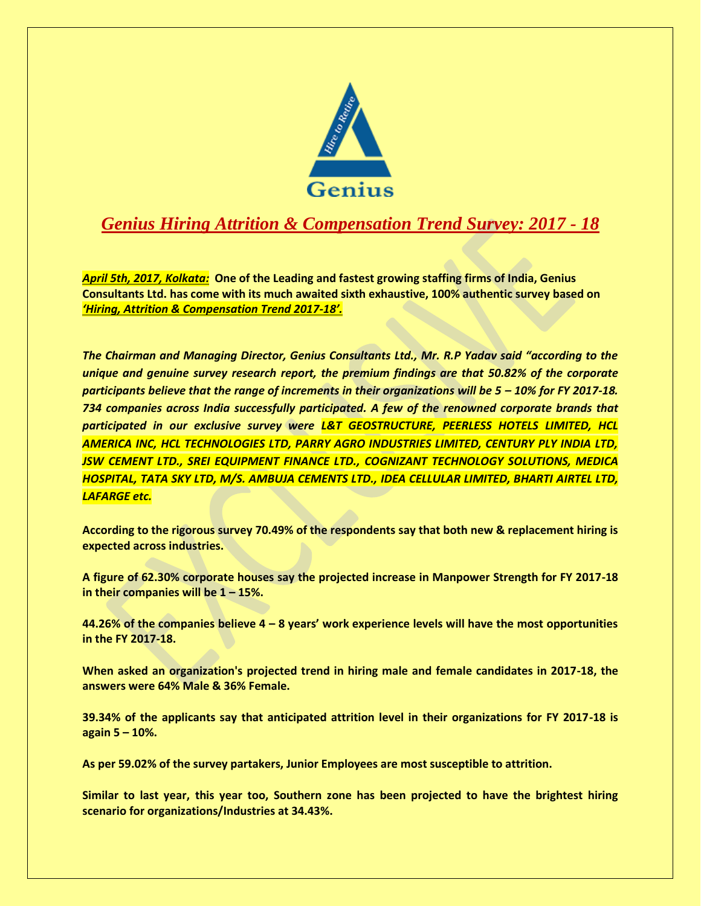Hire to Retire

Genius

# *Genius Hiring Attrition & Compensation Trend Survey: 2017 - 18*

***April 5th, 2017, Kolkata:*** **One of the Leading and fastest growing staffing firms of India, Genius Consultants Ltd. has come with its much awaited sixth exhaustive, 100% authentic survey based on *'Hiring, Attrition & Compensation Trend 2017-18'*.**

***The Chairman and Managing Director, Genius Consultants Ltd., Mr. R.P Yadav said "according to the unique and genuine survey research report, the premium findings are that 50.82% of the corporate participants believe that the range of increments in their organizations will be 5 – 10% for FY 2017-18. 734 companies across India successfully participated. A few of the renowned corporate brands that participated in our exclusive survey were L&T GEOSTRUCTURE, PEERLESS HOTELS LIMITED, HCL AMERICA INC, HCL TECHNOLOGIES LTD, PARRY AGRO INDUSTRIES LIMITED, CENTURY PLY INDIA LTD, JSW CEMENT LTD., SREI EQUIPMENT FINANCE LTD., COGNIZANT TECHNOLOGY SOLUTIONS, MEDICA HOSPITAL, TATA SKY LTD, M/S. AMBUJA CEMENTS LTD., IDEA CELLULAR LIMITED, BHARTI AIRTEL LTD, LAFARGE etc.***

**According to the rigorous survey 70.49% of the respondents say that both new & replacement hiring is expected across industries.**

**A figure of 62.30% corporate houses say the projected increase in Manpower Strength for FY 2017-18 in their companies will be 1 – 15%.**

**44.26% of the companies believe 4 – 8 years' work experience levels will have the most opportunities in the FY 2017-18.**

**When asked an organization's projected trend in hiring male and female candidates in 2017-18, the answers were 64% Male & 36% Female.**

**39.34% of the applicants say that anticipated attrition level in their organizations for FY 2017-18 is again 5 – 10%.**

**As per 59.02% of the survey partakers, Junior Employees are most susceptible to attrition.**

**Similar to last year, this year too, Southern zone has been projected to have the brightest hiring scenario for organizations/Industries at 34.43%.**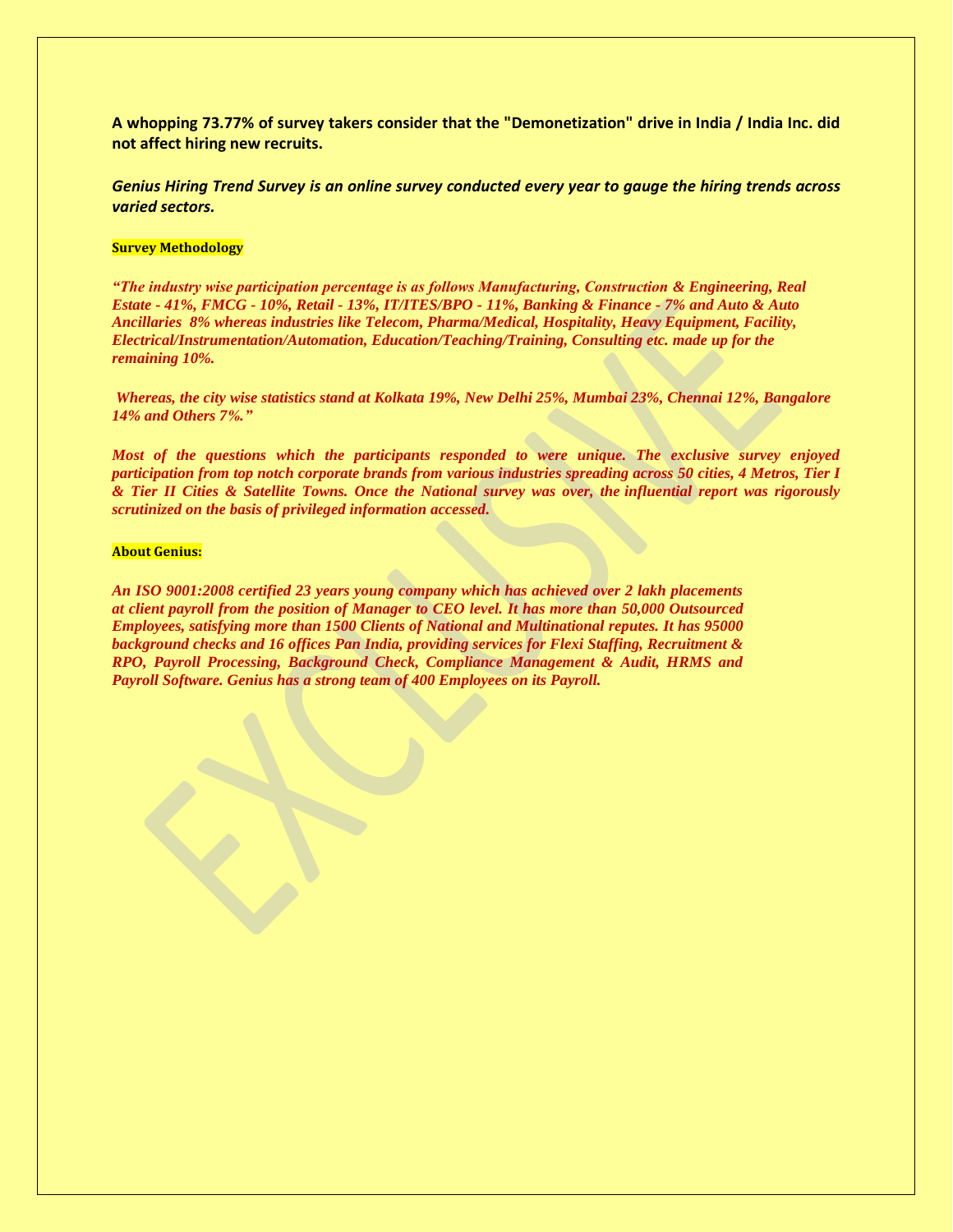**A whopping 73.77% of survey takers consider that the "Demonetization" drive in India / India Inc. did not affect hiring new recruits.**

***Genius Hiring Trend Survey is an online survey conducted every year to gauge the hiring trends across varied sectors.***

**Survey Methodology**

***"The industry wise participation percentage is as follows Manufacturing, Construction & Engineering, Real Estate - 41%, FMCG - 10%, Retail - 13%, IT/ITES/BPO - 11%, Banking & Finance - 7% and Auto & Auto Ancillaries 8% whereas industries like Telecom, Pharma/Medical, Hospitality, Heavy Equipment, Facility, Electrical/Instrumentation/Automation, Education/Teaching/Training, Consulting etc. made up for the remaining 10%.***

***Whereas, the city wise statistics stand at Kolkata 19%, New Delhi 25%, Mumbai 23%, Chennai 12%, Bangalore 14% and Others 7%."***

***Most of the questions which the participants responded to were unique. The exclusive survey enjoyed participation from top notch corporate brands from various industries spreading across 50 cities, 4 Metros, Tier I & Tier II Cities & Satellite Towns. Once the National survey was over, the influential report was rigorously scrutinized on the basis of privileged information accessed.***

**About Genius:**

***An ISO 9001:2008 certified 23 years young company which has achieved over 2 lakh placements at client payroll from the position of Manager to CEO level. It has more than 50,000 Outsourced Employees, satisfying more than 1500 Clients of National and Multinational reputes. It has 95000 background checks and 16 offices Pan India, providing services for Flexi Staffing, Recruitment & RPO, Payroll Processing, Background Check, Compliance Management & Audit, HRMS and Payroll Software. Genius has a strong team of 400 Employees on its Payroll.***